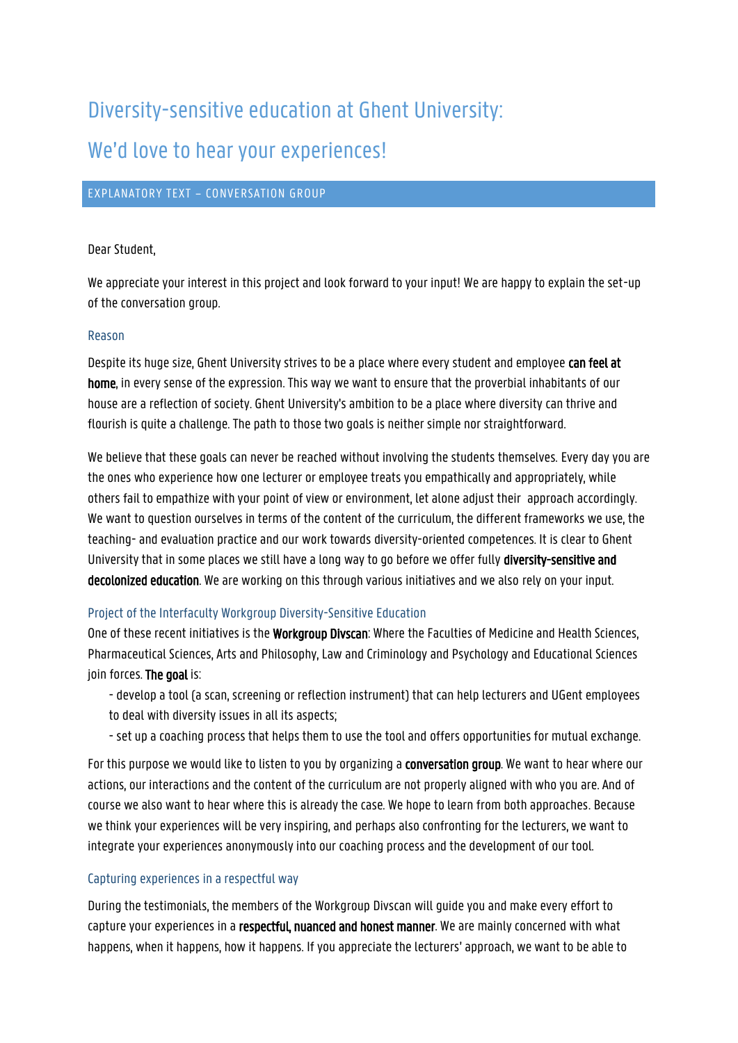# Diversity-sensitive education at Ghent University:

# We'd love to hear your experiences!

## EXPLANATORY TEXT – CONVERSATION GROUP

Dear Student,

We appreciate your interest in this project and look forward to your input! We are happy to explain the set-up of the conversation group.

### Reason

Despite its huge size, Ghent University strives to be a place where every student and employee **can feel at home**, in every sense of the expression. This way we want to ensure that the proverbial inhabitants of our house are a reflection of society. Ghent University's ambition to be a place where diversity can thrive and flourish is quite a challenge. The path to those two goals is neither simple nor straightforward.

We believe that these goals can never be reached without involving the students themselves. Every day you are the ones who experience how one lecturer or employee treats you empathically and appropriately, while others fail to empathize with your point of view or environment, let alone adjust their approach accordingly. We want to question ourselves in terms of the content of the curriculum, the different frameworks we use, the teaching- and evaluation practice and our work towards diversity-oriented competences. It is clear to Ghent University that in some places we still have a long way to go before we offer fully **diversity-sensitive and decolonized education**. We are working on this through various initiatives and we also rely on your input.

### Project of the Interfaculty Workgroup Diversity-Sensitive Education

One of these recent initiatives is the **Workgroup Divscan**: Where the Faculties of Medicine and Health Sciences, Pharmaceutical Sciences, Arts and Philosophy, Law and Criminology and Psychology and Educational Sciences join forces. **The goal** is:

- develop a tool (a scan, screening or reflection instrument) that can help lecturers and UGent employees to deal with diversity issues in all its aspects;
- set up a coaching process that helps them to use the tool and offers opportunities for mutual exchange.

For this purpose we would like to listen to you by organizing a **conversation group**. We want to hear where our actions, our interactions and the content of the curriculum are not properly aligned with who you are. And of course we also want to hear where this is already the case. We hope to learn from both approaches. Because we think your experiences will be very inspiring, and perhaps also confronting for the lecturers, we want to integrate your experiences anonymously into our coaching process and the development of our tool.

### Capturing experiences in a respectful way

During the testimonials, the members of the Workgroup Divscan will guide you and make every effort to capture your experiences in a **respectful, nuanced and honest manner**. We are mainly concerned with what happens, when it happens, how it happens. If you appreciate the lecturers' approach, we want to be able to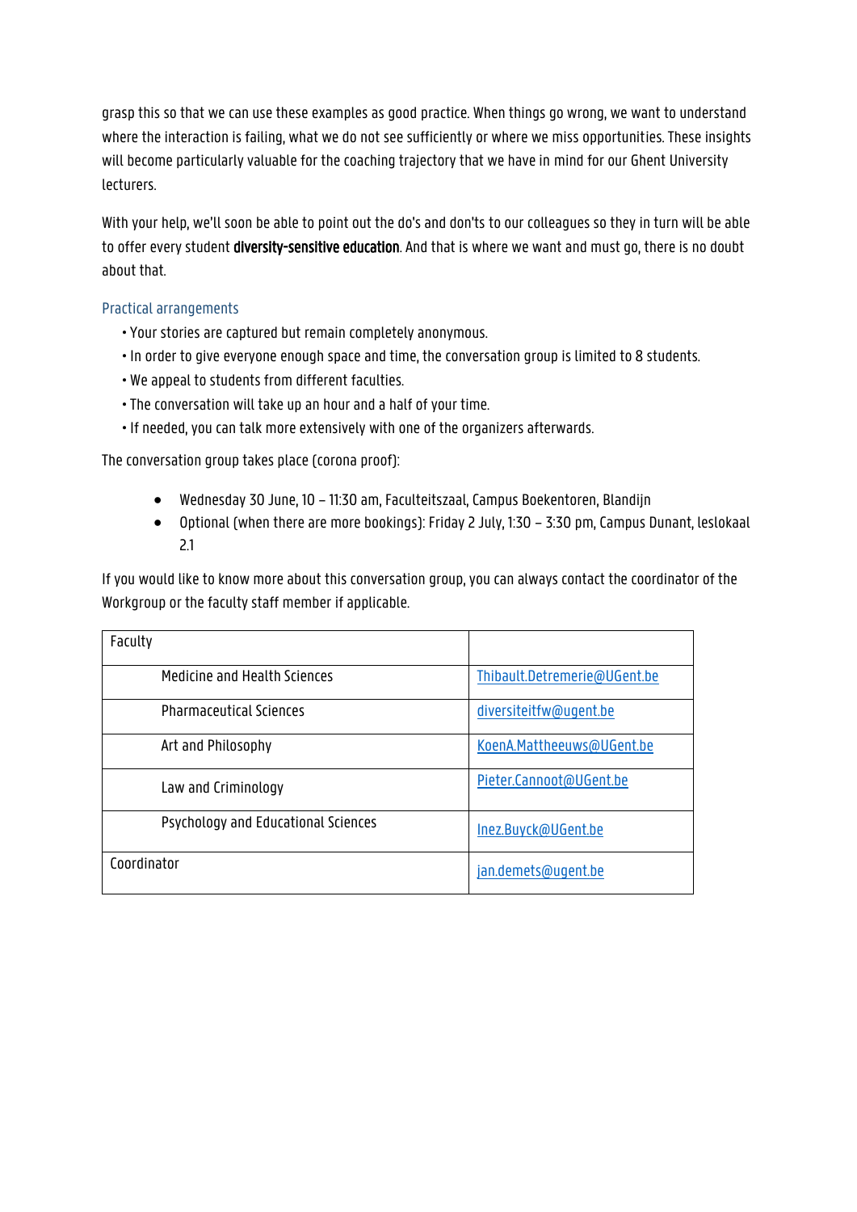grasp this so that we can use these examples as good practice. When things go wrong, we want to understand where the interaction is failing, what we do not see sufficiently or where we miss opportunities. These insights will become particularly valuable for the coaching trajectory that we have in mind for our Ghent University lecturers.

With your help, we'll soon be able to point out the do's and don'ts to our colleagues so they in turn will be able to offer every student **diversity-sensitive education**. And that is where we want and must go, there is no doubt about that.

## Practical arrangements

- Your stories are captured but remain completely anonymous.
- In order to give everyone enough space and time, the conversation group is limited to 8 students.
- We appeal to students from different faculties.
- The conversation will take up an hour and a half of your time.
- If needed, you can talk more extensively with one of the organizers afterwards.

The conversation group takes place (corona proof):

- Wednesday 30 June, 10 – 11:30 am, Faculteitszaal, Campus Boekentoren, Blandijn
- Optional (when there are more bookings): Friday 2 July, 1:30 – 3:30 pm, Campus Dunant, leslokaal 2.1

If you would like to know more about this conversation group, you can always contact the coordinator of the Workgroup or the faculty staff member if applicable.

| Faculty | |
|---|---|
| Medicine and Health Sciences | Thibault.Detremerie@UGent.be |
| Pharmaceutical Sciences | diversiteitfw@ugent.be |
| Art and Philosophy | KoenA.Mattheeuws@UGent.be |
| Law and Criminology | Pieter.Cannoot@UGent.be |
| Psychology and Educational Sciences | Inez.Buyck@UGent.be |
| Coordinator | jan.demets@ugent.be |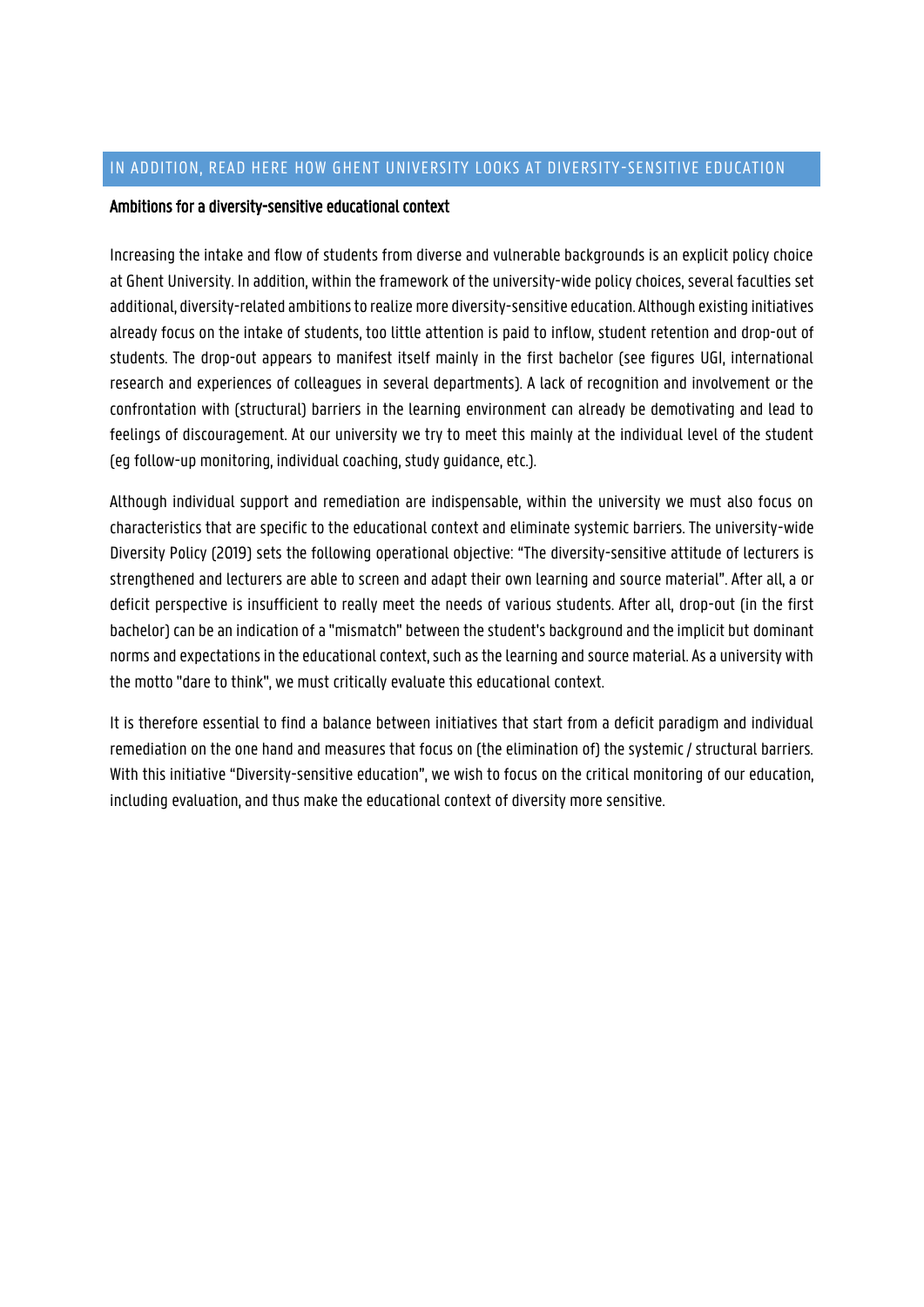## IN ADDITION, READ HERE HOW GHENT UNIVERSITY LOOKS AT DIVERSITY-SENSITIVE EDUCATION

**Ambitions for a diversity-sensitive educational context**

Increasing the intake and flow of students from diverse and vulnerable backgrounds is an explicit policy choice at Ghent University. In addition, within the framework of the university-wide policy choices, several faculties set additional, diversity-related ambitions to realize more diversity-sensitive education. Although existing initiatives already focus on the intake of students, too little attention is paid to inflow, student retention and drop-out of students. The drop-out appears to manifest itself mainly in the first bachelor (see figures UGI, international research and experiences of colleagues in several departments). A lack of recognition and involvement or the confrontation with (structural) barriers in the learning environment can already be demotivating and lead to feelings of discouragement. At our university we try to meet this mainly at the individual level of the student (eg follow-up monitoring, individual coaching, study guidance, etc.).

Although individual support and remediation are indispensable, within the university we must also focus on characteristics that are specific to the educational context and eliminate systemic barriers. The university-wide Diversity Policy (2019) sets the following operational objective: "The diversity-sensitive attitude of lecturers is strengthened and lecturers are able to screen and adapt their own learning and source material". After all, a or deficit perspective is insufficient to really meet the needs of various students. After all, drop-out (in the first bachelor) can be an indication of a "mismatch" between the student's background and the implicit but dominant norms and expectations in the educational context, such as the learning and source material. As a university with the motto "dare to think", we must critically evaluate this educational context.

It is therefore essential to find a balance between initiatives that start from a deficit paradigm and individual remediation on the one hand and measures that focus on (the elimination of) the systemic / structural barriers. With this initiative "Diversity-sensitive education", we wish to focus on the critical monitoring of our education, including evaluation, and thus make the educational context of diversity more sensitive.